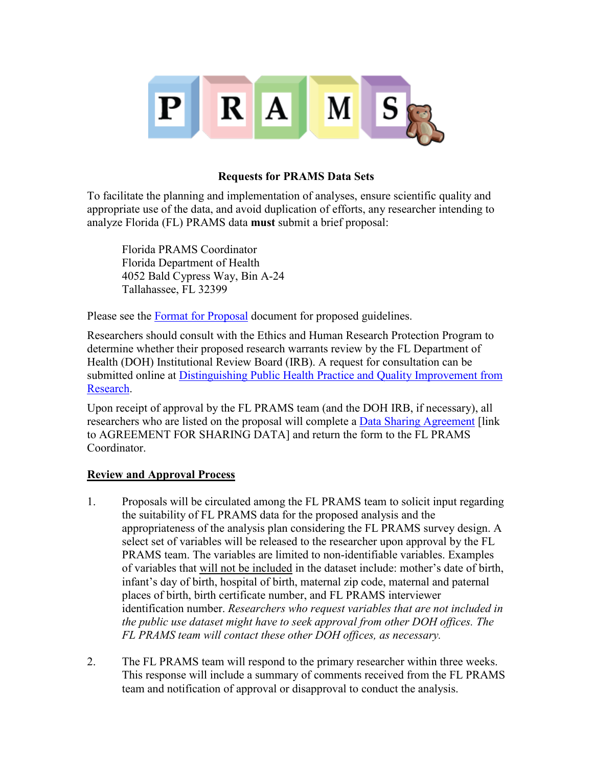# PRAMS

## Requests for PRAMS Data Sets

To facilitate the planning and implementation of analyses, ensure scientific quality and appropriate use of the data, and avoid duplication of efforts, any researcher intending to analyze Florida (FL) PRAMS data **must** submit a brief proposal:

Florida PRAMS Coordinator
Florida Department of Health
4052 Bald Cypress Way, Bin A-24
Tallahassee, FL 32399

Please see the Format for Proposal document for proposed guidelines.

Researchers should consult with the Ethics and Human Research Protection Program to determine whether their proposed research warrants review by the FL Department of Health (DOH) Institutional Review Board (IRB). A request for consultation can be submitted online at Distinguishing Public Health Practice and Quality Improvement from Research.

Upon receipt of approval by the FL PRAMS team (and the DOH IRB, if necessary), all researchers who are listed on the proposal will complete a Data Sharing Agreement [link to AGREEMENT FOR SHARING DATA] and return the form to the FL PRAMS Coordinator.

### Review and Approval Process

1. Proposals will be circulated among the FL PRAMS team to solicit input regarding the suitability of FL PRAMS data for the proposed analysis and the appropriateness of the analysis plan considering the FL PRAMS survey design. A select set of variables will be released to the researcher upon approval by the FL PRAMS team. The variables are limited to non-identifiable variables. Examples of variables that will not be included in the dataset include: mother's date of birth, infant's day of birth, hospital of birth, maternal zip code, maternal and paternal places of birth, birth certificate number, and FL PRAMS interviewer identification number. *Researchers who request variables that are not included in the public use dataset might have to seek approval from other DOH offices. The FL PRAMS team will contact these other DOH offices, as necessary.*

2. The FL PRAMS team will respond to the primary researcher within three weeks. This response will include a summary of comments received from the FL PRAMS team and notification of approval or disapproval to conduct the analysis.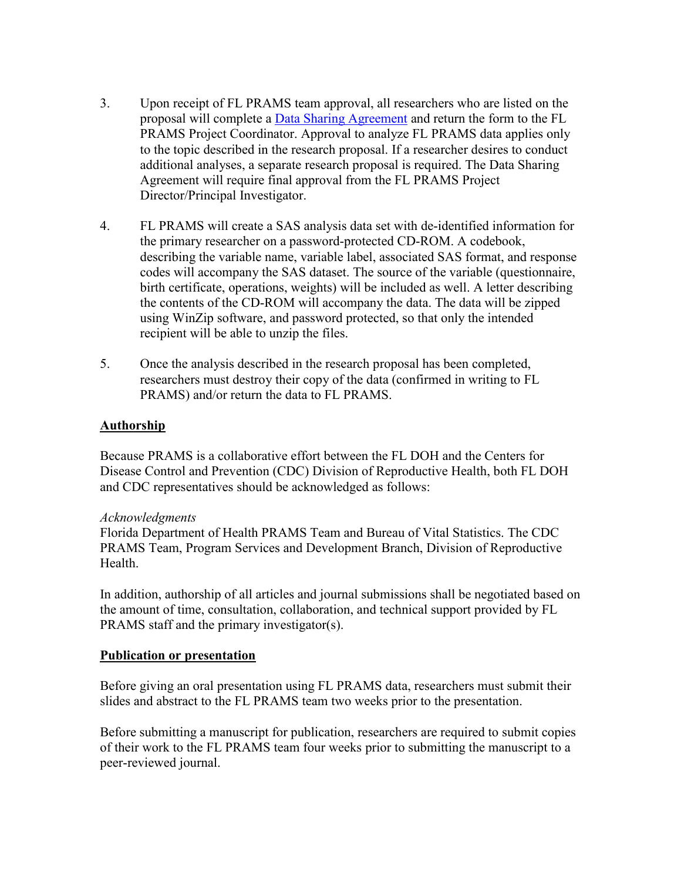3. Upon receipt of FL PRAMS team approval, all researchers who are listed on the proposal will complete a Data Sharing Agreement and return the form to the FL PRAMS Project Coordinator. Approval to analyze FL PRAMS data applies only to the topic described in the research proposal. If a researcher desires to conduct additional analyses, a separate research proposal is required. The Data Sharing Agreement will require final approval from the FL PRAMS Project Director/Principal Investigator.

4. FL PRAMS will create a SAS analysis data set with de-identified information for the primary researcher on a password-protected CD-ROM. A codebook, describing the variable name, variable label, associated SAS format, and response codes will accompany the SAS dataset. The source of the variable (questionnaire, birth certificate, operations, weights) will be included as well. A letter describing the contents of the CD-ROM will accompany the data. The data will be zipped using WinZip software, and password protected, so that only the intended recipient will be able to unzip the files.

5. Once the analysis described in the research proposal has been completed, researchers must destroy their copy of the data (confirmed in writing to FL PRAMS) and/or return the data to FL PRAMS.

## Authorship

Because PRAMS is a collaborative effort between the FL DOH and the Centers for Disease Control and Prevention (CDC) Division of Reproductive Health, both FL DOH and CDC representatives should be acknowledged as follows:

*Acknowledgments*
Florida Department of Health PRAMS Team and Bureau of Vital Statistics. The CDC PRAMS Team, Program Services and Development Branch, Division of Reproductive Health.

In addition, authorship of all articles and journal submissions shall be negotiated based on the amount of time, consultation, collaboration, and technical support provided by FL PRAMS staff and the primary investigator(s).

## Publication or presentation

Before giving an oral presentation using FL PRAMS data, researchers must submit their slides and abstract to the FL PRAMS team two weeks prior to the presentation.

Before submitting a manuscript for publication, researchers are required to submit copies of their work to the FL PRAMS team four weeks prior to submitting the manuscript to a peer-reviewed journal.